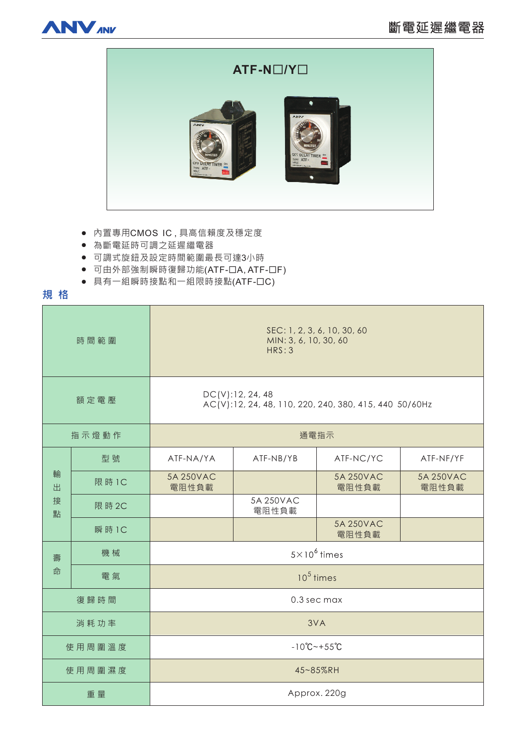# 斷電延遲繼電器

## ATF-N□/Y□

- 內置專用CMOS IC，具高信賴度及穩定度
- 為斷電延時可調之延遲繼電器
- 可調式旋鈕及設定時間範圍最長可達3小時
- 可由外部強制瞬時復歸功能(ATF-□A, ATF-□F)
- 具有一組瞬時接點和一組限時接點(ATF-□C)

## 規 格

| 項目 | | | | | |
|---|---|---|---|---|---|
| 時間範圍 | | SEC: 1, 2, 3, 6, 10, 30, 60<br>MIN: 3, 6, 10, 30, 60<br>HRS: 3 | | | |
| 額定電壓 | | DC(V):12, 24, 48<br>AC(V):12, 24, 48, 110, 220, 240, 380, 415, 440 50/60Hz | | | |
| 指示燈動作 | | 通電指示 | | | |
| 輸出接點 | 型號 | ATF-NA/YA | ATF-NB/YB | ATF-NC/YC | ATF-NF/YF |
| | 限時1C | 5A 250VAC 電阻性負載 | | 5A 250VAC 電阻性負載 | 5A 250VAC 電阻性負載 |
| | 限時2C | | 5A 250VAC 電阻性負載 | | |
| | 瞬時1C | | | 5A 250VAC 電阻性負載 | |
| 壽命 | 機械 | $5\times10^{6}$ times | | | |
| | 電氣 | $10^{5}$ times | | | |
| 復歸時間 | | 0.3 sec max | | | |
| 消耗功率 | | 3VA | | | |
| 使用周圍溫度 | | -10℃~+55℃ | | | |
| 使用周圍濕度 | | 45~85%RH | | | |
| 重量 | | Approx. 220g | | | |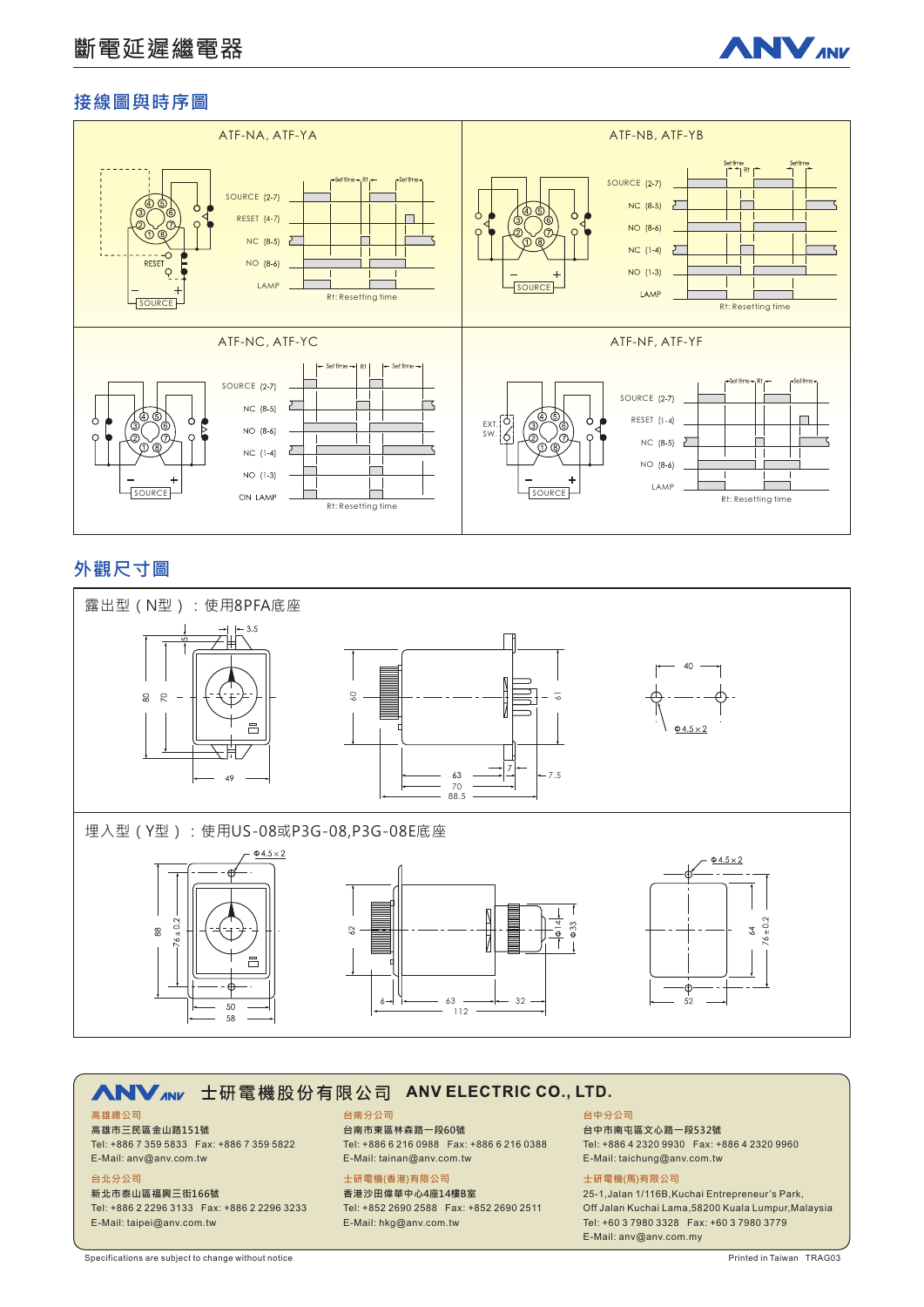# 斷電延遲繼電器

## 接線圖與時序圖

### ATF-NA, ATF-YA

RESET
SOURCE

SOURCE (2-7)
RESET (4-7)
NC (8-5)
NO (8-6)
LAMP

Set time
Rt
Set time

Rt: Resetting time

### ATF-NB, ATF-YB

SOURCE

SOURCE (2-7)
NC (8-5)
NO (8-6)
NC (1-4)
NO (1-3)
LAMP

Set time
Rt
Set time

Rt: Resetting time

### ATF-NC, ATF-YC

SOURCE

SOURCE (2-7)
NC (8-5)
NO (8-6)
NC (1-4)
NO (1-3)
ON LAMP

Set time
Rt
Set time

Rt: Resetting time

### ATF-NF, ATF-YF

EXT. SW.
SOURCE

SOURCE (2-7)
RESET (1-4)
NC (8-5)
NO (8-6)
LAMP

Set time
Rt
Set time

Rt: Resetting time

## 外觀尺寸圖

### 露出型（N型）：使用8PFA底座

3.5
5
80
70
49
60
63
70
88.5
7
7.5
61
40
Φ4.5×2

### 埋入型（Y型）：使用US-08或P3G-08,P3G-08E底座

Φ4.5×2
88
76±0.2
50
58
62
6
63
32
112
Φ14
Φ33
Φ4.5×2
64
76±0.2
52

---

**ANV 士研電機股份有限公司 ANV ELECTRIC CO., LTD.**

**高雄總公司**
高雄市三民區金山路151號
Tel: +886 7 359 5833 Fax: +886 7 359 5822
E-Mail: anv@anv.com.tw

**台南分公司**
台南市東區林森路一段60號
Tel: +886 6 216 0988 Fax: +886 6 216 0388
E-Mail: tainan@anv.com.tw

**台中分公司**
台中市南屯區文心路一段532號
Tel: +886 4 2320 9930 Fax: +886 4 2320 9960
E-Mail: taichung@anv.com.tw

**台北分公司**
新北市泰山區福興三街166號
Tel: +886 2 2296 3133 Fax: +886 2 2296 3233
E-Mail: taipei@anv.com.tw

**士研電機(香港)有限公司**
香港沙田偉華中心4座14樓B室
Tel: +852 2690 2588 Fax: +852 2690 2511
E-Mail: hkg@anv.com.tw

**士研電機(馬)有限公司**
25-1,Jalan 1/116B,Kuchai Entrepreneur's Park,
Off Jalan Kuchai Lama,58200 Kuala Lumpur,Malaysia
Tel: +60 3 7980 3328 Fax: +60 3 7980 3779
E-Mail: anv@anv.com.my

Specifications are subject to change without notice

Printed in Taiwan TRAG03